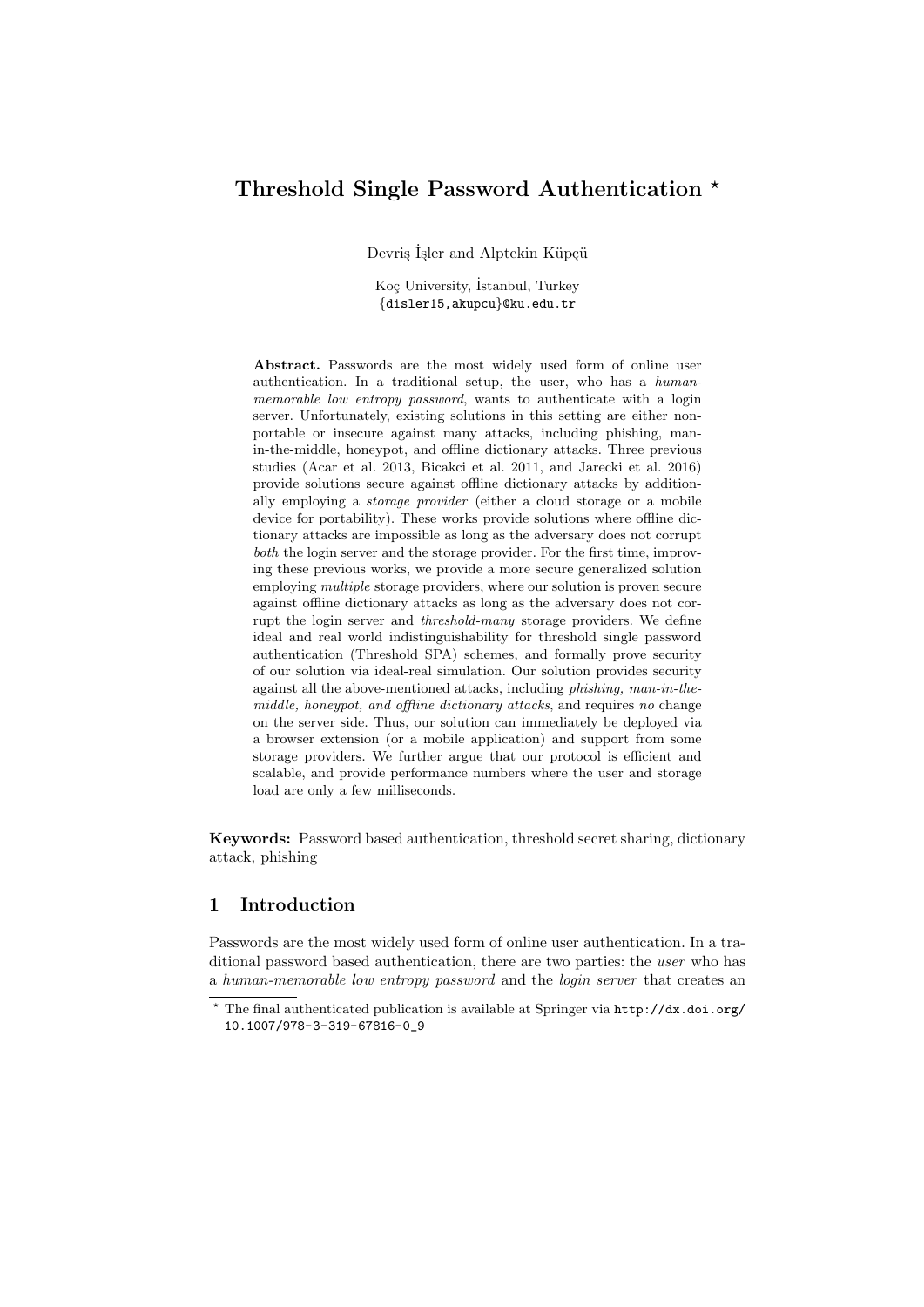# Threshold Single Password Authentication *

Devriş İşler and Alptekin Küpçü

Koç University, İstanbul, Turkey
{disler15,akupcu}@ku.edu.tr

**Abstract.** Passwords are the most widely used form of online user authentication. In a traditional setup, the user, who has a *human-memorable low entropy password*, wants to authenticate with a login server. Unfortunately, existing solutions in this setting are either non-portable or insecure against many attacks, including phishing, man-in-the-middle, honeypot, and offline dictionary attacks. Three previous studies (Acar et al. 2013, Bicakci et al. 2011, and Jarecki et al. 2016) provide solutions secure against offline dictionary attacks by additionally employing a *storage provider* (either a cloud storage or a mobile device for portability). These works provide solutions where offline dictionary attacks are impossible as long as the adversary does not corrupt *both* the login server and the storage provider. For the first time, improving these previous works, we provide a more secure generalized solution employing *multiple* storage providers, where our solution is proven secure against offline dictionary attacks as long as the adversary does not corrupt the login server and *threshold-many* storage providers. We define ideal and real world indistinguishability for threshold single password authentication (Threshold SPA) schemes, and formally prove security of our solution via ideal-real simulation. Our solution provides security against all the above-mentioned attacks, including *phishing, man-in-the-middle, honeypot, and offline dictionary attacks*, and requires *no* change on the server side. Thus, our solution can immediately be deployed via a browser extension (or a mobile application) and support from some storage providers. We further argue that our protocol is efficient and scalable, and provide performance numbers where the user and storage load are only a few milliseconds.

**Keywords:** Password based authentication, threshold secret sharing, dictionary attack, phishing

## 1 Introduction

Passwords are the most widely used form of online user authentication. In a traditional password based authentication, there are two parties: the *user* who has a *human-memorable low entropy password* and the *login server* that creates an

* The final authenticated publication is available at Springer via http://dx.doi.org/10.1007/978-3-319-67816-0_9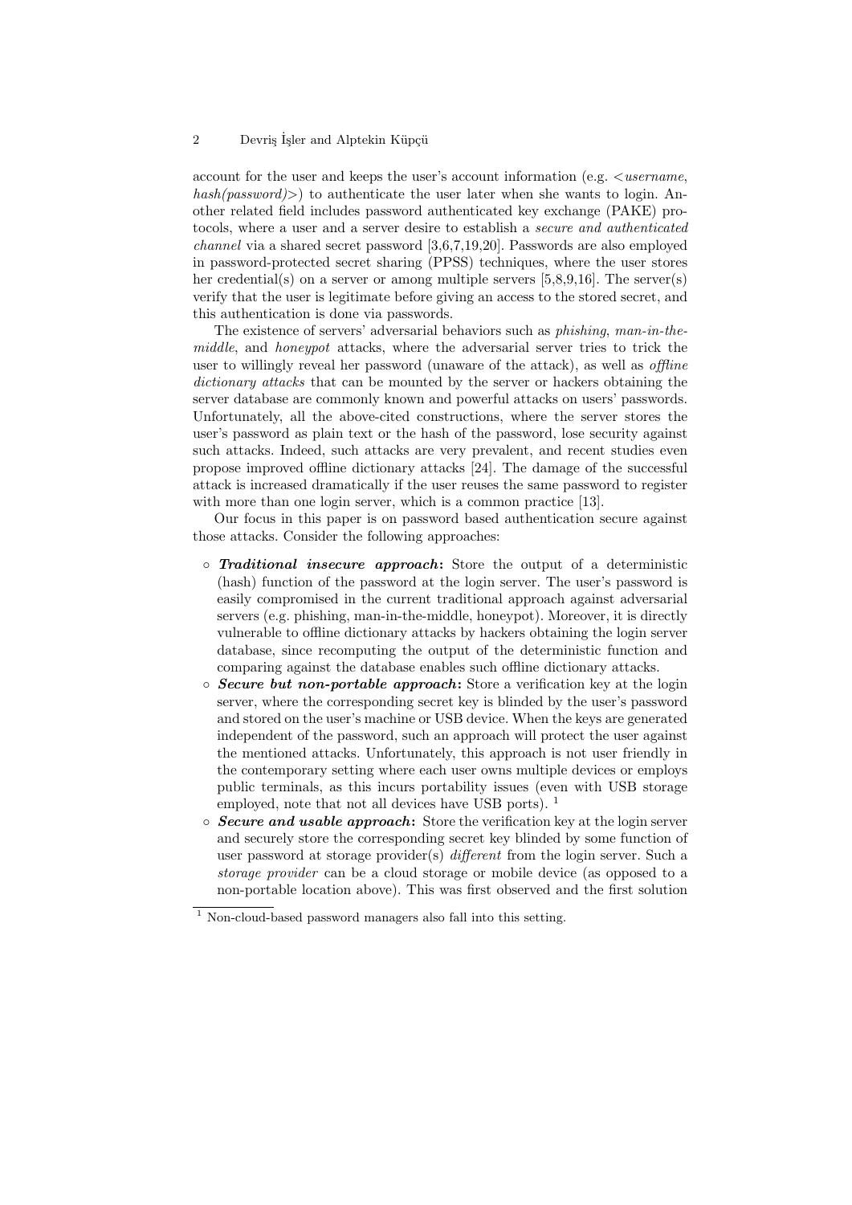account for the user and keeps the user's account information (e.g. <*username*, *hash(password)*>) to authenticate the user later when she wants to login. Another related field includes password authenticated key exchange (PAKE) protocols, where a user and a server desire to establish a *secure and authenticated channel* via a shared secret password [3,6,7,19,20]. Passwords are also employed in password-protected secret sharing (PPSS) techniques, where the user stores her credential(s) on a server or among multiple servers [5,8,9,16]. The server(s) verify that the user is legitimate before giving an access to the stored secret, and this authentication is done via passwords.

The existence of servers' adversarial behaviors such as *phishing*, *man-in-the-middle*, and *honeypot* attacks, where the adversarial server tries to trick the user to willingly reveal her password (unaware of the attack), as well as *offline dictionary attacks* that can be mounted by the server or hackers obtaining the server database are commonly known and powerful attacks on users' passwords. Unfortunately, all the above-cited constructions, where the server stores the user's password as plain text or the hash of the password, lose security against such attacks. Indeed, such attacks are very prevalent, and recent studies even propose improved offline dictionary attacks [24]. The damage of the successful attack is increased dramatically if the user reuses the same password to register with more than one login server, which is a common practice [13].

Our focus in this paper is on password based authentication secure against those attacks. Consider the following approaches:

- ***Traditional insecure approach*:** Store the output of a deterministic (hash) function of the password at the login server. The user's password is easily compromised in the current traditional approach against adversarial servers (e.g. phishing, man-in-the-middle, honeypot). Moreover, it is directly vulnerable to offline dictionary attacks by hackers obtaining the login server database, since recomputing the output of the deterministic function and comparing against the database enables such offline dictionary attacks.
- ***Secure but non-portable approach*:** Store a verification key at the login server, where the corresponding secret key is blinded by the user's password and stored on the user's machine or USB device. When the keys are generated independent of the password, such an approach will protect the user against the mentioned attacks. Unfortunately, this approach is not user friendly in the contemporary setting where each user owns multiple devices or employs public terminals, as this incurs portability issues (even with USB storage employed, note that not all devices have USB ports). [1]
- ***Secure and usable approach*:** Store the verification key at the login server and securely store the corresponding secret key blinded by some function of user password at storage provider(s) *different* from the login server. Such a *storage provider* can be a cloud storage or mobile device (as opposed to a non-portable location above). This was first observed and the first solution

[1] Non-cloud-based password managers also fall into this setting.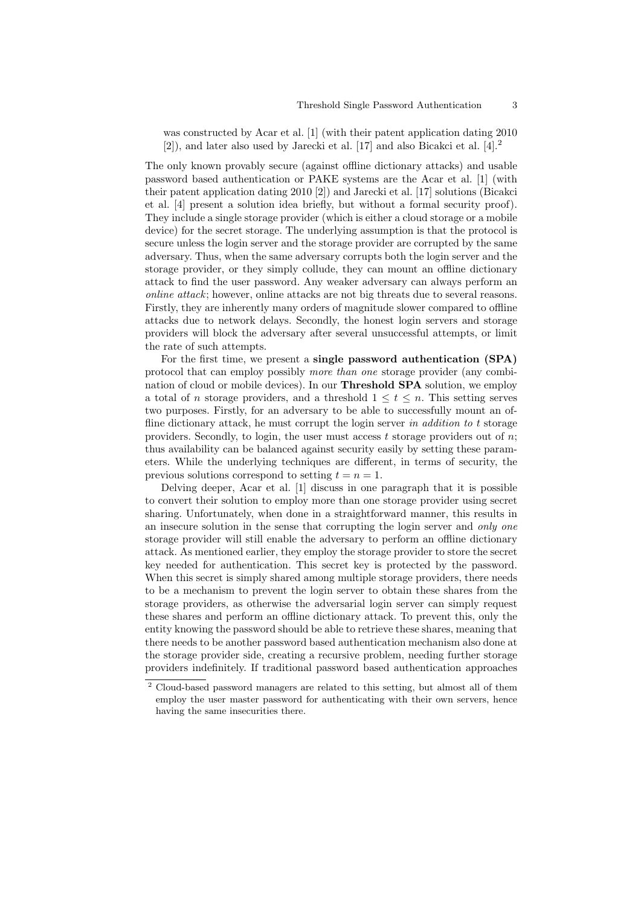was constructed by Acar et al. [1] (with their patent application dating 2010 [2]), and later also used by Jarecki et al. [17] and also Bicakci et al. [4].[2]

The only known provably secure (against offline dictionary attacks) and usable password based authentication or PAKE systems are the Acar et al. [1] (with their patent application dating 2010 [2]) and Jarecki et al. [17] solutions (Bicakci et al. [4] present a solution idea briefly, but without a formal security proof). They include a single storage provider (which is either a cloud storage or a mobile device) for the secret storage. The underlying assumption is that the protocol is secure unless the login server and the storage provider are corrupted by the same adversary. Thus, when the same adversary corrupts both the login server and the storage provider, or they simply collude, they can mount an offline dictionary attack to find the user password. Any weaker adversary can always perform an *online attack*; however, online attacks are not big threats due to several reasons. Firstly, they are inherently many orders of magnitude slower compared to offline attacks due to network delays. Secondly, the honest login servers and storage providers will block the adversary after several unsuccessful attempts, or limit the rate of such attempts.

For the first time, we present a **single password authentication (SPA)** protocol that can employ possibly *more than one* storage provider (any combination of cloud or mobile devices). In our **Threshold SPA** solution, we employ a total of $n$ storage providers, and a threshold $1 \leq t \leq n$. This setting serves two purposes. Firstly, for an adversary to be able to successfully mount an offline dictionary attack, he must corrupt the login server *in addition to* $t$ storage providers. Secondly, to login, the user must access $t$ storage providers out of $n$; thus availability can be balanced against security easily by setting these parameters. While the underlying techniques are different, in terms of security, the previous solutions correspond to setting $t = n = 1$.

Delving deeper, Acar et al. [1] discuss in one paragraph that it is possible to convert their solution to employ more than one storage provider using secret sharing. Unfortunately, when done in a straightforward manner, this results in an insecure solution in the sense that corrupting the login server and *only one* storage provider will still enable the adversary to perform an offline dictionary attack. As mentioned earlier, they employ the storage provider to store the secret key needed for authentication. This secret key is protected by the password. When this secret is simply shared among multiple storage providers, there needs to be a mechanism to prevent the login server to obtain these shares from the storage providers, as otherwise the adversarial login server can simply request these shares and perform an offline dictionary attack. To prevent this, only the entity knowing the password should be able to retrieve these shares, meaning that there needs to be another password based authentication mechanism also done at the storage provider side, creating a recursive problem, needing further storage providers indefinitely. If traditional password based authentication approaches

[2] Cloud-based password managers are related to this setting, but almost all of them employ the user master password for authenticating with their own servers, hence having the same insecurities there.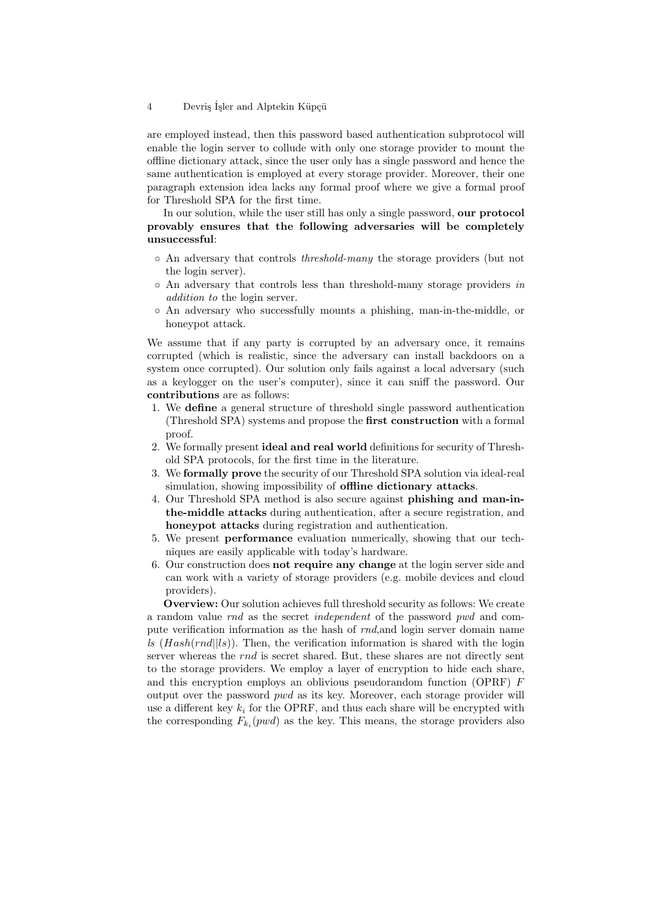are employed instead, then this password based authentication subprotocol will enable the login server to collude with only one storage provider to mount the offline dictionary attack, since the user only has a single password and hence the same authentication is employed at every storage provider. Moreover, their one paragraph extension idea lacks any formal proof where we give a formal proof for Threshold SPA for the first time.

In our solution, while the user still has only a single password, **our protocol provably ensures that the following adversaries will be completely unsuccessful**:

- An adversary that controls *threshold-many* the storage providers (but not the login server).
- An adversary that controls less than threshold-many storage providers *in addition to* the login server.
- An adversary who successfully mounts a phishing, man-in-the-middle, or honeypot attack.

We assume that if any party is corrupted by an adversary once, it remains corrupted (which is realistic, since the adversary can install backdoors on a system once corrupted). Our solution only fails against a local adversary (such as a keylogger on the user's computer), since it can sniff the password. Our **contributions** are as follows:

1. We **define** a general structure of threshold single password authentication (Threshold SPA) systems and propose the **first construction** with a formal proof.
2. We formally present **ideal and real world** definitions for security of Threshold SPA protocols, for the first time in the literature.
3. We **formally prove** the security of our Threshold SPA solution via ideal-real simulation, showing impossibility of **offline dictionary attacks**.
4. Our Threshold SPA method is also secure against **phishing and man-in-the-middle attacks** during authentication, after a secure registration, and **honeypot attacks** during registration and authentication.
5. We present **performance** evaluation numerically, showing that our techniques are easily applicable with today's hardware.
6. Our construction does **not require any change** at the login server side and can work with a variety of storage providers (e.g. mobile devices and cloud providers).

**Overview:** Our solution achieves full threshold security as follows: We create a random value $rnd$ as the secret *independent* of the password $pwd$ and compute verification information as the hash of $rnd$,and login server domain name $ls$ ($Hash(rnd||ls)$). Then, the verification information is shared with the login server whereas the $rnd$ is secret shared. But, these shares are not directly sent to the storage providers. We employ a layer of encryption to hide each share, and this encryption employs an oblivious pseudorandom function (OPRF) $F$ output over the password $pwd$ as its key. Moreover, each storage provider will use a different key $k_i$ for the OPRF, and thus each share will be encrypted with the corresponding $F_{k_i}(pwd)$ as the key. This means, the storage providers also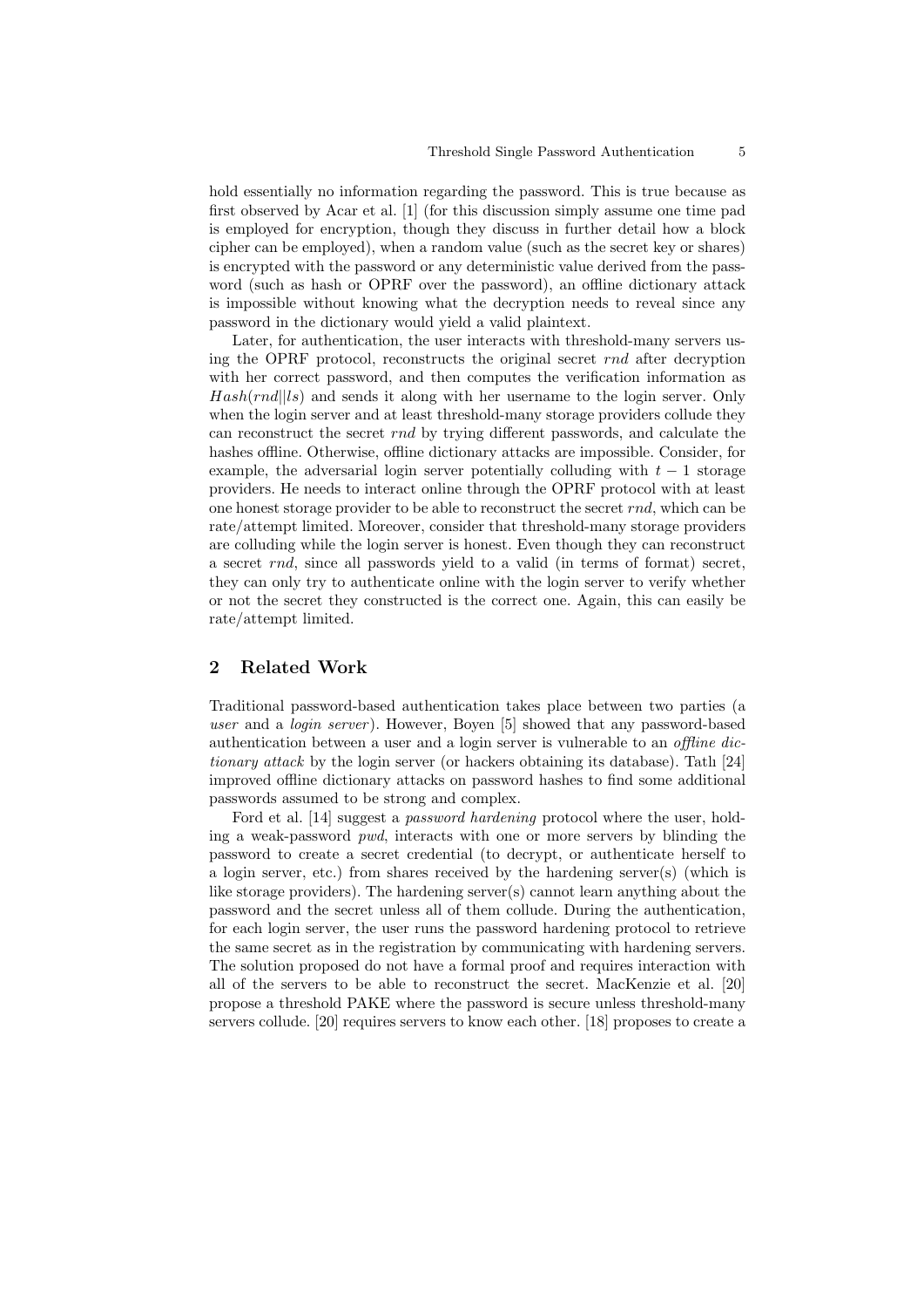hold essentially no information regarding the password. This is true because as first observed by Acar et al. [1] (for this discussion simply assume one time pad is employed for encryption, though they discuss in further detail how a block cipher can be employed), when a random value (such as the secret key or shares) is encrypted with the password or any deterministic value derived from the password (such as hash or OPRF over the password), an offline dictionary attack is impossible without knowing what the decryption needs to reveal since any password in the dictionary would yield a valid plaintext.

Later, for authentication, the user interacts with threshold-many servers using the OPRF protocol, reconstructs the original secret $rnd$ after decryption with her correct password, and then computes the verification information as $Hash(rnd||ls)$ and sends it along with her username to the login server. Only when the login server and at least threshold-many storage providers collude they can reconstruct the secret $rnd$ by trying different passwords, and calculate the hashes offline. Otherwise, offline dictionary attacks are impossible. Consider, for example, the adversarial login server potentially colluding with $t-1$ storage providers. He needs to interact online through the OPRF protocol with at least one honest storage provider to be able to reconstruct the secret $rnd$, which can be rate/attempt limited. Moreover, consider that threshold-many storage providers are colluding while the login server is honest. Even though they can reconstruct a secret $rnd$, since all passwords yield to a valid (in terms of format) secret, they can only try to authenticate online with the login server to verify whether or not the secret they constructed is the correct one. Again, this can easily be rate/attempt limited.

## 2 Related Work

Traditional password-based authentication takes place between two parties (a *user* and a *login server*). However, Boyen [5] showed that any password-based authentication between a user and a login server is vulnerable to an *offline dictionary attack* by the login server (or hackers obtaining its database). Tatlı [24] improved offline dictionary attacks on password hashes to find some additional passwords assumed to be strong and complex.

Ford et al. [14] suggest a *password hardening* protocol where the user, holding a weak-password $pwd$, interacts with one or more servers by blinding the password to create a secret credential (to decrypt, or authenticate herself to a login server, etc.) from shares received by the hardening server(s) (which is like storage providers). The hardening server(s) cannot learn anything about the password and the secret unless all of them collude. During the authentication, for each login server, the user runs the password hardening protocol to retrieve the same secret as in the registration by communicating with hardening servers. The solution proposed do not have a formal proof and requires interaction with all of the servers to be able to reconstruct the secret. MacKenzie et al. [20] propose a threshold PAKE where the password is secure unless threshold-many servers collude. [20] requires servers to know each other. [18] proposes to create a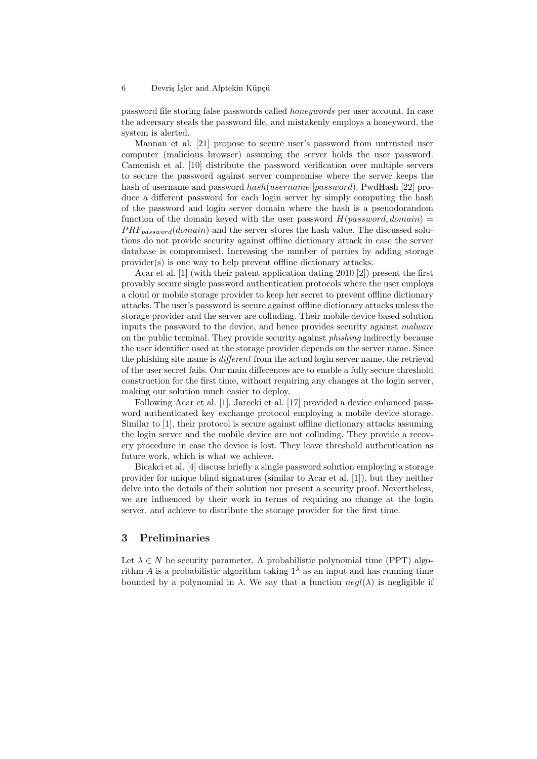password file storing false passwords called *honeywords* per user account. In case the adversary steals the password file, and mistakenly employs a honeyword, the system is alerted.

Mannan et al. [21] propose to secure user's password from untrusted user computer (malicious browser) assuming the server holds the user password. Camenish et al. [10] distribute the password verification over multiple servers to secure the password against server compromise where the server keeps the hash of username and password $hash(username||password)$. PwdHash [22] produce a different password for each login server by simply computing the hash of the password and login server domain where the hash is a pseudorandom function of the domain keyed with the user password $H(password, domain) = PRF_{password}(domain)$ and the server stores the hash value. The discussed solutions do not provide security against offline dictionary attack in case the server database is compromised. Increasing the number of parties by adding storage provider(s) is one way to help prevent offline dictionary attacks.

Acar et al. [1] (with their patent application dating 2010 [2]) present the first provably secure single password authentication protocols where the user employs a cloud or mobile storage provider to keep her secret to prevent offline dictionary attacks. The user's password is secure against offline dictionary attacks unless the storage provider and the server are colluding. Their mobile device based solution inputs the password to the device, and hence provides security against *malware* on the public terminal. They provide security against *phishing* indirectly because the user identifier used at the storage provider depends on the server name. Since the phishing site name is *different* from the actual login server name, the retrieval of the user secret fails. Our main differences are to enable a fully secure threshold construction for the first time, without requiring any changes at the login server, making our solution much easier to deploy.

Following Acar et al. [1], Jarecki et al. [17] provided a device enhanced password authenticated key exchange protocol employing a mobile device storage. Similar to [1], their protocol is secure against offline dictionary attacks assuming the login server and the mobile device are not colluding. They provide a recovery procedure in case the device is lost. They leave threshold authentication as future work, which is what we achieve.

Bicakci et al. [4] discuss briefly a single password solution employing a storage provider for unique blind signatures (similar to Acar et al. [1]), but they neither delve into the details of their solution nor present a security proof. Nevertheless, we are influenced by their work in terms of requiring no change at the login server, and achieve to distribute the storage provider for the first time.

## 3 Preliminaries

Let $\lambda \in N$ be security parameter. A probabilistic polynomial time (PPT) algorithm $A$ is a probabilistic algorithm taking $1^\lambda$ as an input and has running time bounded by a polynomial in $\lambda$. We say that a function $negl(\lambda)$ is negligible if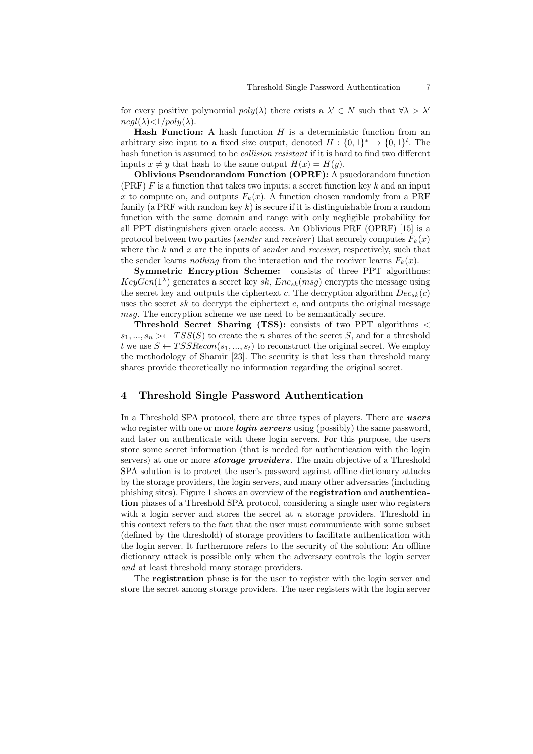for every positive polynomial $poly(\lambda)$ there exists a $\lambda' \in N$ such that $\forall \lambda > \lambda'$ $negl(\lambda) < 1/poly(\lambda)$.

**Hash Function:** A hash function $H$ is a deterministic function from an arbitrary size input to a fixed size output, denoted $H : \{0,1\}^* \rightarrow \{0,1\}^l$. The hash function is assumed to be *collision resistant* if it is hard to find two different inputs $x \neq y$ that hash to the same output $H(x) = H(y)$.

**Oblivious Pseudorandom Function (OPRF):** A psuedorandom function (PRF) $F$ is a function that takes two inputs: a secret function key $k$ and an input $x$ to compute on, and outputs $F_k(x)$. A function chosen randomly from a PRF family (a PRF with random key $k$) is secure if it is distinguishable from a random function with the same domain and range with only negligible probability for all PPT distinguishers given oracle access. An Oblivious PRF (OPRF) [15] is a protocol between two parties (*sender* and *receiver*) that securely computes $F_k(x)$ where the $k$ and $x$ are the inputs of *sender* and *receiver*, respectively, such that the sender learns *nothing* from the interaction and the receiver learns $F_k(x)$.

**Symmetric Encryption Scheme:** consists of three PPT algorithms: $KeyGen(1^\lambda)$ generates a secret key $sk$, $Enc_{sk}(msg)$ encrypts the message using the secret key and outputs the ciphertext $c$. The decryption algorithm $Dec_{sk}(c)$ uses the secret $sk$ to decrypt the ciphertext $c$, and outputs the original message $msg$. The encryption scheme we use need to be semantically secure.

**Threshold Secret Sharing (TSS):** consists of two PPT algorithms $< s_1, ..., s_n > \leftarrow TSS(S)$ to create the $n$ shares of the secret $S$, and for a threshold $t$ we use $S \leftarrow TSSRecon(s_1, ..., s_t)$ to reconstruct the original secret. We employ the methodology of Shamir [23]. The security is that less than threshold many shares provide theoretically no information regarding the original secret.

## 4 Threshold Single Password Authentication

In a Threshold SPA protocol, there are three types of players. There are ***users*** who register with one or more ***login servers*** using (possibly) the same password, and later on authenticate with these login servers. For this purpose, the users store some secret information (that is needed for authentication with the login servers) at one or more ***storage providers***. The main objective of a Threshold SPA solution is to protect the user's password against offline dictionary attacks by the storage providers, the login servers, and many other adversaries (including phishing sites). Figure 1 shows an overview of the **registration** and **authentication** phases of a Threshold SPA protocol, considering a single user who registers with a login server and stores the secret at $n$ storage providers. Threshold in this context refers to the fact that the user must communicate with some subset (defined by the threshold) of storage providers to facilitate authentication with the login server. It furthermore refers to the security of the solution: An offline dictionary attack is possible only when the adversary controls the login server *and* at least threshold many storage providers.

The **registration** phase is for the user to register with the login server and store the secret among storage providers. The user registers with the login server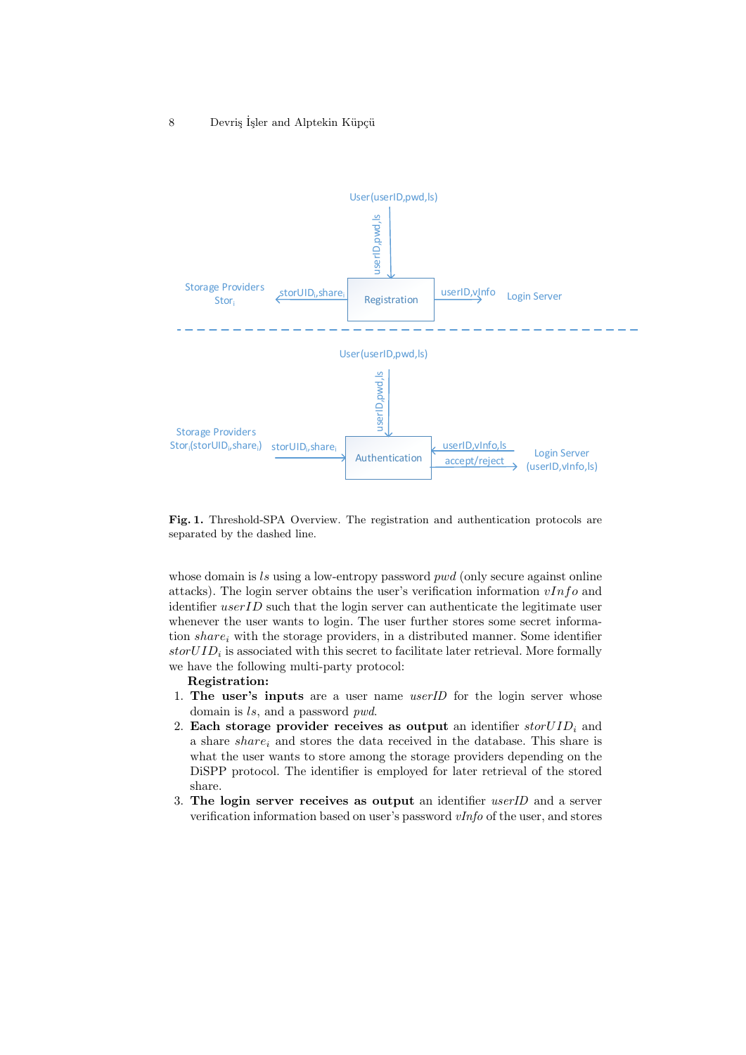**Fig. 1.** Threshold-SPA Overview. The registration and authentication protocols are separated by the dashed line.

whose domain is $ls$ using a low-entropy password $pwd$ (only secure against online attacks). The login server obtains the user's verification information $vInfo$ and identifier $userID$ such that the login server can authenticate the legitimate user whenever the user wants to login. The user further stores some secret information $share_i$ with the storage providers, in a distributed manner. Some identifier $storUID_i$ is associated with this secret to facilitate later retrieval. More formally we have the following multi-party protocol:

**Registration:**

1. **The user's inputs** are a user name *userID* for the login server whose domain is $ls$, and a password *pwd*.
2. **Each storage provider receives as output** an identifier $storUID_i$ and a share $share_i$ and stores the data received in the database. This share is what the user wants to store among the storage providers depending on the DiSPP protocol. The identifier is employed for later retrieval of the stored share.
3. **The login server receives as output** an identifier *userID* and a server verification information based on user's password *vInfo* of the user, and stores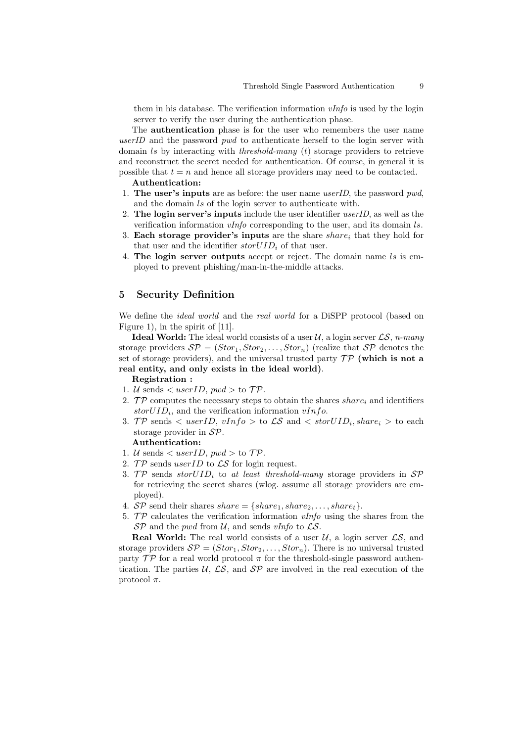them in his database. The verification information *vInfo* is used by the login server to verify the user during the authentication phase.

The **authentication** phase is for the user who remembers the user name *userID* and the password *pwd* to authenticate herself to the login server with domain *ls* by interacting with *threshold-many* ($t$) storage providers to retrieve and reconstruct the secret needed for authentication. Of course, in general it is possible that $t = n$ and hence all storage providers may need to be contacted.

**Authentication:**

1. **The user's inputs** are as before: the user name *userID*, the password *pwd*, and the domain *ls* of the login server to authenticate with.
2. **The login server's inputs** include the user identifier *userID*, as well as the verification information *vInfo* corresponding to the user, and its domain *ls*.
3. **Each storage provider's inputs** are the share $share_i$ that they hold for that user and the identifier $storUID_i$ of that user.
4. **The login server outputs** accept or reject. The domain name *ls* is employed to prevent phishing/man-in-the-middle attacks.

## 5 Security Definition

We define the *ideal world* and the *real world* for a DiSPP protocol (based on Figure 1), in the spirit of [11].

**Ideal World:** The ideal world consists of a user $\mathcal{U}$, a login server $\mathcal{LS}$, *n-many* storage providers $\mathcal{SP} = (Stor_1, Stor_2, \ldots, Stor_n)$ (realize that $\mathcal{SP}$ denotes the set of storage providers), and the universal trusted party $\mathcal{TP}$ **(which is not a real entity, and only exists in the ideal world)**.

**Registration :**

1. $\mathcal{U}$ sends $< userID,\ pwd >$ to $\mathcal{TP}$.
2. $\mathcal{TP}$ computes the necessary steps to obtain the shares $share_i$ and identifiers $storUID_i$, and the verification information $vInfo$.
3. $\mathcal{TP}$ sends $< userID,\ vInfo >$ to $\mathcal{LS}$ and $< storUID_i, share_i >$ to each storage provider in $\mathcal{SP}$.

**Authentication:**

1. $\mathcal{U}$ sends $< userID,\ pwd >$ to $\mathcal{TP}$.
2. $\mathcal{TP}$ sends $userID$ to $\mathcal{LS}$ for login request.
3. $\mathcal{TP}$ sends $storUID_i$ to *at least threshold-many* storage providers in $\mathcal{SP}$ for retrieving the secret shares (wlog. assume all storage providers are employed).
4. $\mathcal{SP}$ send their shares $share = \{share_1, share_2, \ldots, share_t\}$.
5. $\mathcal{TP}$ calculates the verification information *vInfo* using the shares from the $\mathcal{SP}$ and the *pwd* from $\mathcal{U}$, and sends *vInfo* to $\mathcal{LS}$.

**Real World:** The real world consists of a user $\mathcal{U}$, a login server $\mathcal{LS}$, and storage providers $\mathcal{SP} = (Stor_1, Stor_2, \ldots, Stor_n)$. There is no universal trusted party $\mathcal{TP}$ for a real world protocol $\pi$ for the threshold-single password authentication. The parties $\mathcal{U}$, $\mathcal{LS}$, and $\mathcal{SP}$ are involved in the real execution of the protocol $\pi$.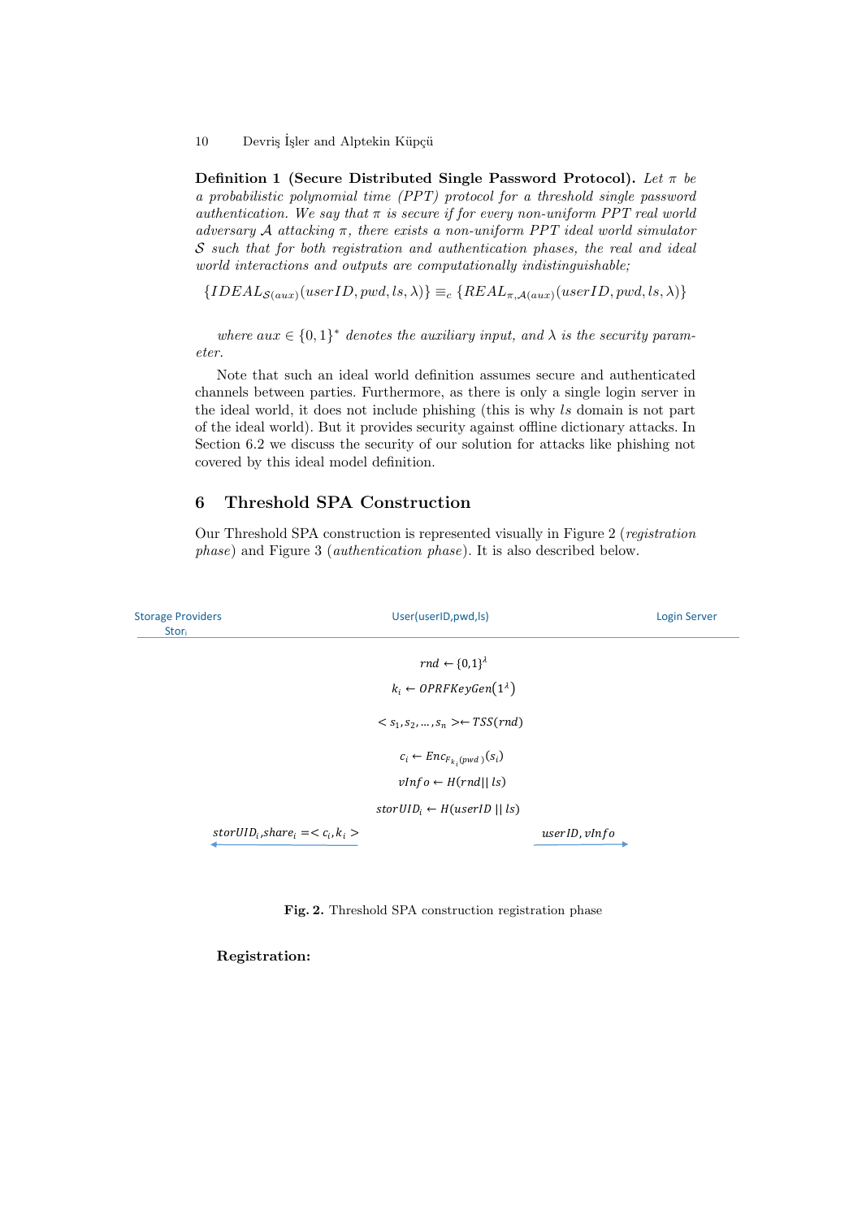**Definition 1 (Secure Distributed Single Password Protocol).** *Let $\pi$ be a probabilistic polynomial time (PPT) protocol for a threshold single password authentication. We say that $\pi$ is secure if for every non-uniform PPT real world adversary $\mathcal{A}$ attacking $\pi$, there exists a non-uniform PPT ideal world simulator $\mathcal{S}$ such that for both registration and authentication phases, the real and ideal world interactions and outputs are computationally indistinguishable;*

$$\{IDEAL_{\mathcal{S}(aux)}(userID, pwd, ls, \lambda)\} \equiv_c \{REAL_{\pi,\mathcal{A}(aux)}(userID, pwd, ls, \lambda)\}$$

*where $aux \in \{0,1\}^*$ denotes the auxiliary input, and $\lambda$ is the security parameter.*

Note that such an ideal world definition assumes secure and authenticated channels between parties. Furthermore, as there is only a single login server in the ideal world, it does not include phishing (this is why $ls$ domain is not part of the ideal world). But it provides security against offline dictionary attacks. In Section 6.2 we discuss the security of our solution for attacks like phishing not covered by this ideal model definition.

## 6 Threshold SPA Construction

Our Threshold SPA construction is represented visually in Figure 2 (*registration phase*) and Figure 3 (*authentication phase*). It is also described below.

| Storage Providers $Stor_i$ | User(userID,pwd,ls) | Login Server |
| --- | --- | --- |
| | $rnd \leftarrow \{0,1\}^\lambda$ | |
| | $k_i \leftarrow OPRFKeyGen(1^\lambda)$ | |
| | $< s_1, s_2, \ldots, s_n > \leftarrow TSS(rnd)$ | |
| | $c_i \leftarrow Enc_{F_{k_i}(pwd)}(s_i)$ | |
| | $vInfo \leftarrow H(rnd \| ls)$ | |
| | $storUID_i \leftarrow H(userID \| ls)$ | |
| $\leftarrow$ $storUID_i, share_i = < c_i, k_i >$ | | $userID, vInfo$ $\rightarrow$ |

**Fig. 2.** Threshold SPA construction registration phase

**Registration:**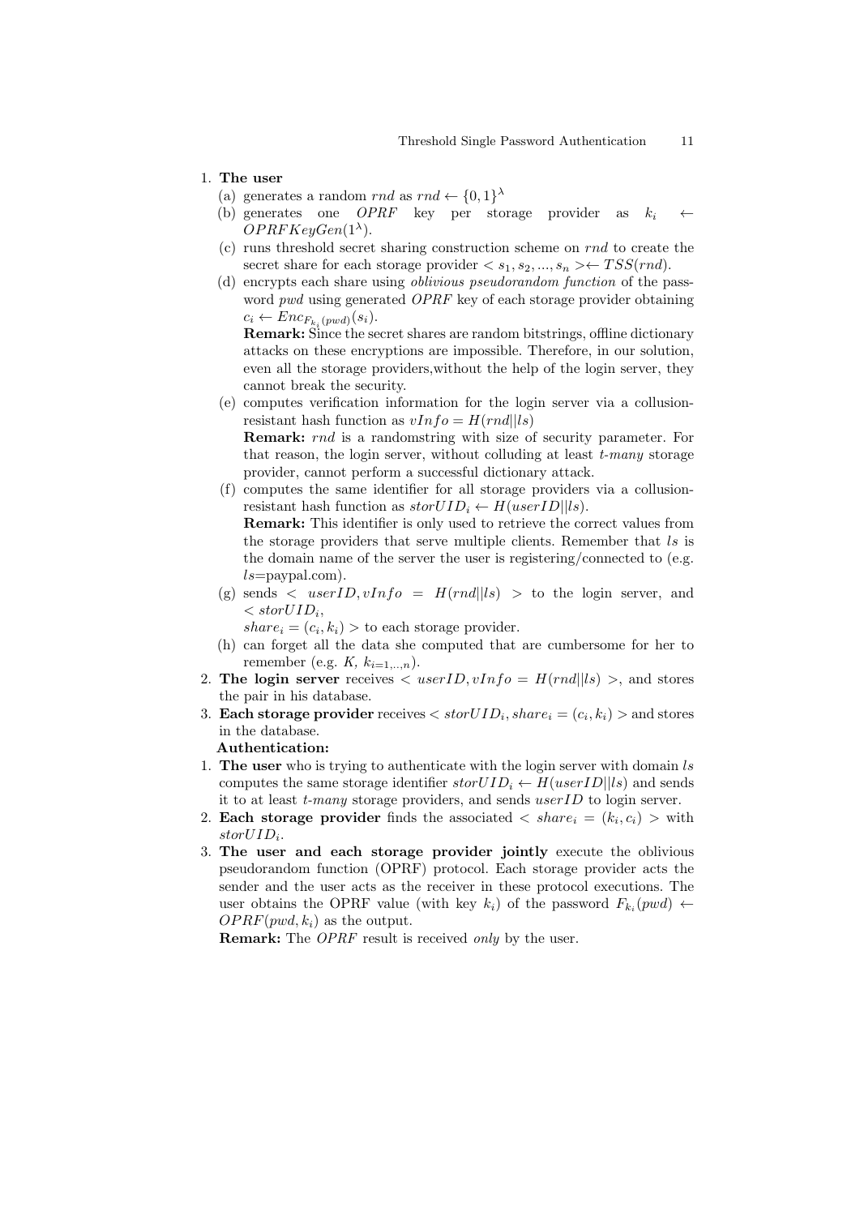1. **The user**
   (a) generates a random *rnd* as $rnd \leftarrow \{0,1\}^\lambda$
   (b) generates one *OPRF* key per storage provider as $k_i \leftarrow OPRFKeyGen(1^\lambda)$.
   (c) runs threshold secret sharing construction scheme on *rnd* to create the secret share for each storage provider $< s_1, s_2, ..., s_n > \leftarrow TSS(rnd)$.
   (d) encrypts each share using *oblivious pseudorandom function* of the password *pwd* using generated *OPRF* key of each storage provider obtaining $c_i \leftarrow Enc_{F_{k_i}(pwd)}(s_i)$.
   **Remark:** Since the secret shares are random bitstrings, offline dictionary attacks on these encryptions are impossible. Therefore, in our solution, even all the storage providers,without the help of the login server, they cannot break the security.
   (e) computes verification information for the login server via a collision-resistant hash function as $vInfo = H(rnd||ls)$
   **Remark:** *rnd* is a randomstring with size of security parameter. For that reason, the login server, without colluding at least *t-many* storage provider, cannot perform a successful dictionary attack.
   (f) computes the same identifier for all storage providers via a collision-resistant hash function as $storUID_i \leftarrow H(userID||ls)$.
   **Remark:** This identifier is only used to retrieve the correct values from the storage providers that serve multiple clients. Remember that *ls* is the domain name of the server the user is registering/connected to (e.g. *ls*=paypal.com).
   (g) sends $< userID, vInfo = H(rnd||ls) >$ to the login server, and $< storUID_i,$ $share_i = (c_i, k_i) >$ to each storage provider.
   (h) can forget all the data she computed that are cumbersome for her to remember (e.g. *K*, $k_{i=1,..,n}$).
2. **The login server** receives $< userID, vInfo = H(rnd||ls) >$, and stores the pair in his database.
3. **Each storage provider** receives $< storUID_i, share_i = (c_i, k_i) >$ and stores in the database.

**Authentication:**

1. **The user** who is trying to authenticate with the login server with domain *ls* computes the same storage identifier $storUID_i \leftarrow H(userID||ls)$ and sends it to at least *t-many* storage providers, and sends *userID* to login server.
2. **Each storage provider** finds the associated $< share_i = (k_i, c_i) >$ with $storUID_i$.
3. **The user and each storage provider jointly** execute the oblivious pseudorandom function (OPRF) protocol. Each storage provider acts the sender and the user acts as the receiver in these protocol executions. The user obtains the OPRF value (with key $k_i$) of the password $F_{k_i}(pwd) \leftarrow OPRF(pwd, k_i)$ as the output.
   **Remark:** The *OPRF* result is received *only* by the user.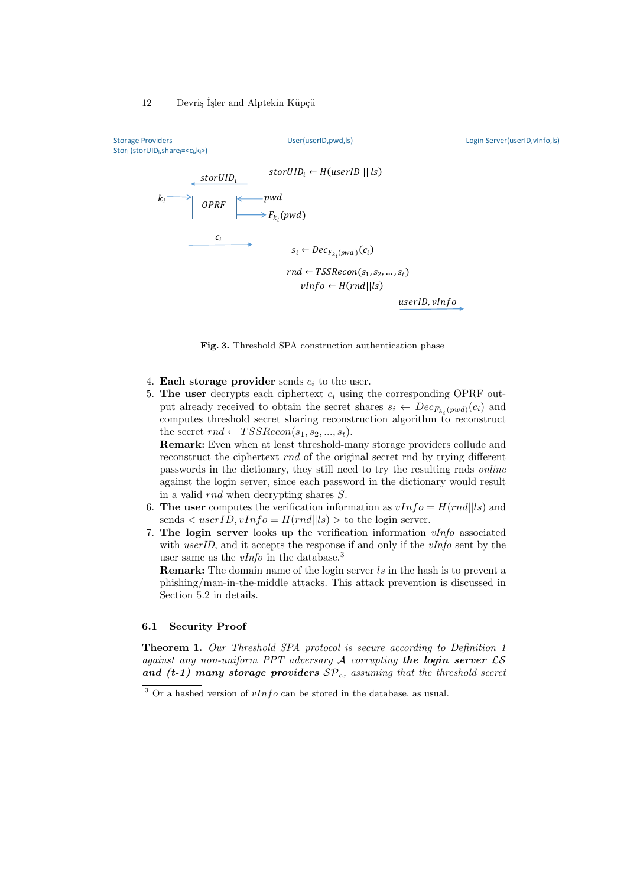Storage Providers
$Stor_i$ ($storUID_i$, $share_i$=<$c_i$,$k_i$>)

User(userID,pwd,ls)

Login Server(userID,vInfo,ls)

$storUID_i \leftarrow H(userID \,||\, ls)$

$storUID_i$

$k_i$ → OPRF ← $pwd$

$F_{k_i}(pwd)$

$c_i$

$s_i \leftarrow Dec_{F_{k_i}(pwd)}(c_i)$

$rnd \leftarrow TSSRecon(s_1, s_2, \ldots, s_t)$

$vInfo \leftarrow H(rnd||ls)$

$userID, vInfo$

**Fig. 3.** Threshold SPA construction authentication phase

4. **Each storage provider** sends $c_i$ to the user.
5. **The user** decrypts each ciphertext $c_i$ using the corresponding OPRF output already received to obtain the secret shares $s_i \leftarrow Dec_{F_{k_i}(pwd)}(c_i)$ and computes threshold secret sharing reconstruction algorithm to reconstruct the secret $rnd \leftarrow TSSRecon(s_1, s_2, ..., s_t)$.
   **Remark:** Even when at least threshold-many storage providers collude and reconstruct the ciphertext $rnd$ of the original secret rnd by trying different passwords in the dictionary, they still need to try the resulting rnds *online* against the login server, since each password in the dictionary would result in a valid $rnd$ when decrypting shares $S$.
6. **The user** computes the verification information as $vInfo = H(rnd||ls)$ and sends $< userID, vInfo = H(rnd||ls) >$ to the login server.
7. **The login server** looks up the verification information *vInfo* associated with *userID*, and it accepts the response if and only if the *vInfo* sent by the user same as the *vInfo* in the database.[3]
   **Remark:** The domain name of the login server $ls$ in the hash is to prevent a phishing/man-in-the-middle attacks. This attack prevention is discussed in Section 5.2 in details.

### 6.1 Security Proof

**Theorem 1.** *Our Threshold SPA protocol is secure according to Definition 1 against any non-uniform PPT adversary $\mathcal{A}$ corrupting* ***the login server*** *$\mathcal{LS}$* ***and (t-1) many storage providers*** *$\mathcal{SP}_c$, assuming that the threshold secret*

[3] Or a hashed version of $vInfo$ can be stored in the database, as usual.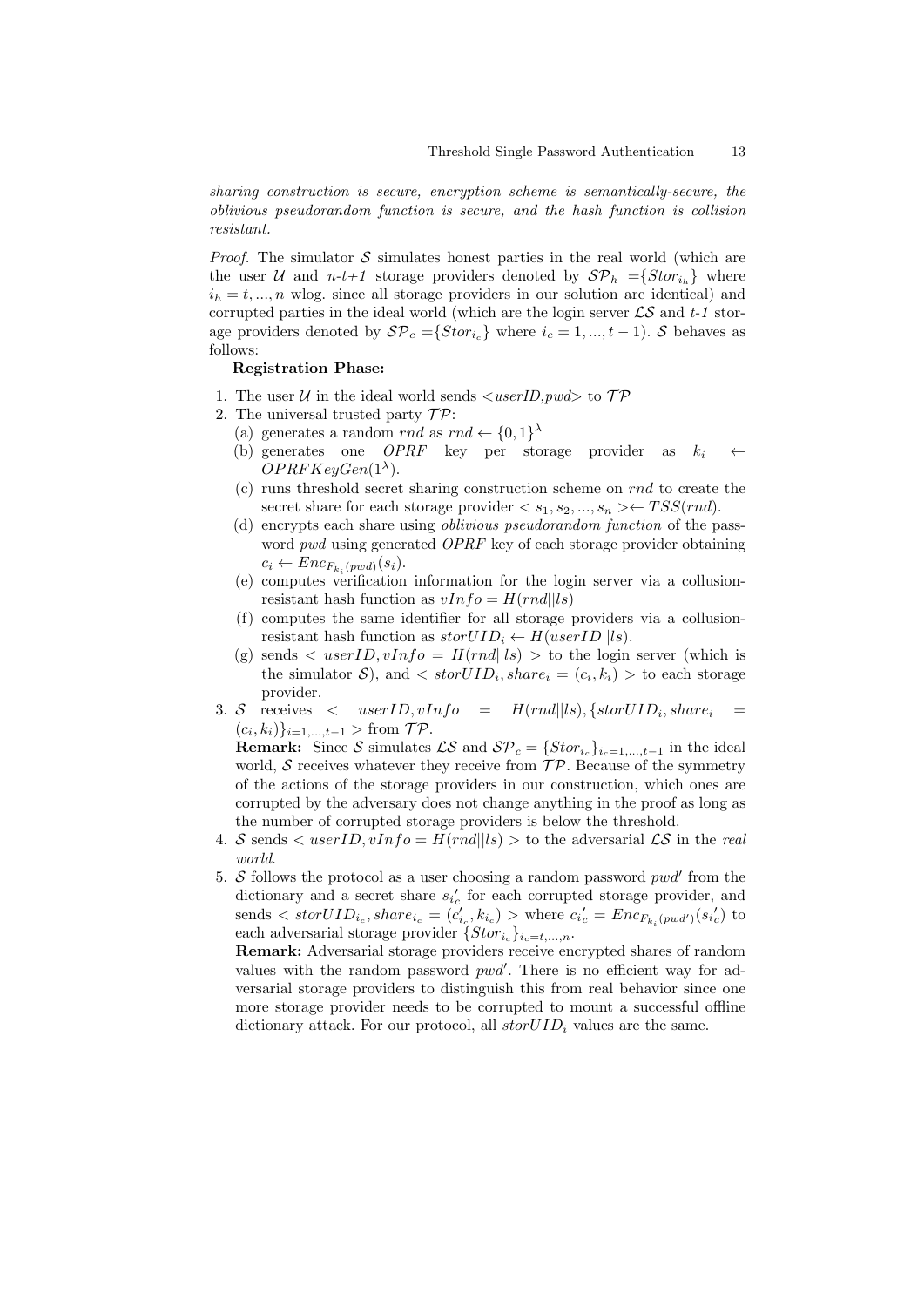*sharing construction is secure, encryption scheme is semantically-secure, the oblivious pseudorandom function is secure, and the hash function is collision resistant.*

*Proof.* The simulator $\mathcal{S}$ simulates honest parties in the real world (which are the user $\mathcal{U}$ and *n-t+1* storage providers denoted by $\mathcal{SP}_h = \{Stor_{i_h}\}$ where $i_h = t, ..., n$ wlog. since all storage providers in our solution are identical) and corrupted parties in the ideal world (which are the login server $\mathcal{LS}$ and *t-1* storage providers denoted by $\mathcal{SP}_c = \{Stor_{i_c}\}$ where $i_c = 1, ..., t-1$). $\mathcal{S}$ behaves as follows:

**Registration Phase:**

1. The user $\mathcal{U}$ in the ideal world sends $<userID, pwd>$ to $\mathcal{TP}$
2. The universal trusted party $\mathcal{TP}$:
   (a) generates a random $rnd$ as $rnd \leftarrow \{0,1\}^{\lambda}$
   (b) generates one *OPRF* key per storage provider as $k_i \leftarrow OPRFKeyGen(1^{\lambda})$.
   (c) runs threshold secret sharing construction scheme on $rnd$ to create the secret share for each storage provider $< s_1, s_2, ..., s_n > \leftarrow TSS(rnd)$.
   (d) encrypts each share using *oblivious pseudorandom function* of the password $pwd$ using generated *OPRF* key of each storage provider obtaining $c_i \leftarrow Enc_{F_{k_i}(pwd)}(s_i)$.
   (e) computes verification information for the login server via a collision-resistant hash function as $vInfo = H(rnd||ls)$
   (f) computes the same identifier for all storage providers via a collision-resistant hash function as $storUID_i \leftarrow H(userID||ls)$.
   (g) sends $< userID, vInfo = H(rnd||ls) >$ to the login server (which is the simulator $\mathcal{S}$), and $< storUID_i, share_i = (c_i, k_i) >$ to each storage provider.
3. $\mathcal{S}$ receives $< userID, vInfo = H(rnd||ls), \{storUID_i, share_i = (c_i, k_i)\}_{i=1,...,t-1} >$ from $\mathcal{TP}$.
   **Remark:** Since $\mathcal{S}$ simulates $\mathcal{LS}$ and $\mathcal{SP}_c = \{Stor_{i_c}\}_{i_c=1,...,t-1}$ in the ideal world, $\mathcal{S}$ receives whatever they receive from $\mathcal{TP}$. Because of the symmetry of the actions of the storage providers in our construction, which ones are corrupted by the adversary does not change anything in the proof as long as the number of corrupted storage providers is below the threshold.
4. $\mathcal{S}$ sends $< userID, vInfo = H(rnd||ls) >$ to the adversarial $\mathcal{LS}$ in the *real world*.
5. $\mathcal{S}$ follows the protocol as a user choosing a random password $pwd'$ from the dictionary and a secret share $s'_{i_c}$ for each corrupted storage provider, and sends $< storUID_{i_c}, share_{i_c} = (c'_{i_c}, k_{i_c}) >$ where $c'_{i_c} = Enc_{F_{k_i}(pwd')}(s'_{i_c})$ to each adversarial storage provider $\{Stor_{i_c}\}_{i_c=t,...,n}$.
   **Remark:** Adversarial storage providers receive encrypted shares of random values with the random password $pwd'$. There is no efficient way for adversarial storage providers to distinguish this from real behavior since one more storage provider needs to be corrupted to mount a successful offline dictionary attack. For our protocol, all $storUID_i$ values are the same.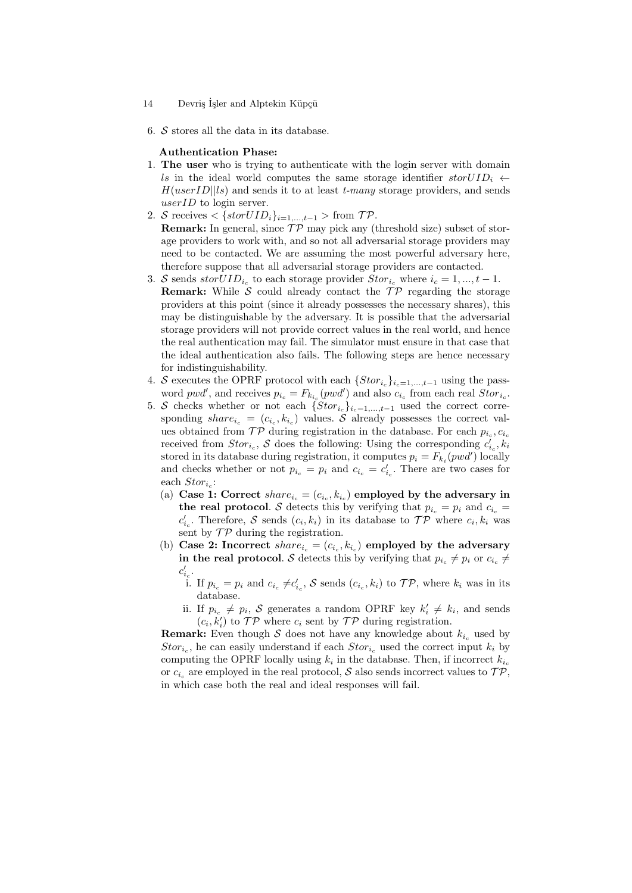6. $\mathcal{S}$ stores all the data in its database.

**Authentication Phase:**

1. **The user** who is trying to authenticate with the login server with domain $ls$ in the ideal world computes the same storage identifier $storUID_i \leftarrow H(userID||ls)$ and sends it to at least $t$-*many* storage providers, and sends $userID$ to login server.
2. $\mathcal{S}$ receives $< \{storUID_i\}_{i=1,...,t-1} >$ from $\mathcal{TP}$.
   **Remark:** In general, since $\mathcal{TP}$ may pick any (threshold size) subset of storage providers to work with, and so not all adversarial storage providers may need to be contacted. We are assuming the most powerful adversary here, therefore suppose that all adversarial storage providers are contacted.
3. $\mathcal{S}$ sends $storUID_{i_c}$ to each storage provider $Stor_{i_c}$ where $i_c = 1, ..., t-1$.
   **Remark:** While $\mathcal{S}$ could already contact the $\mathcal{TP}$ regarding the storage providers at this point (since it already possesses the necessary shares), this may be distinguishable by the adversary. It is possible that the adversarial storage providers will not provide correct values in the real world, and hence the real authentication may fail. The simulator must ensure in that case that the ideal authentication also fails. The following steps are hence necessary for indistinguishability.
4. $\mathcal{S}$ executes the OPRF protocol with each $\{Stor_{i_c}\}_{i_c=1,...,t-1}$ using the password $pwd'$, and receives $p_{i_c} = F_{k_{i_c}}(pwd')$ and also $c_{i_c}$ from each real $Stor_{i_c}$.
5. $\mathcal{S}$ checks whether or not each $\{Stor_{i_c}\}_{i_c=1,...,t-1}$ used the correct corresponding $share_{i_c} = (c_{i_c}, k_{i_c})$ values. $\mathcal{S}$ already possesses the correct values obtained from $\mathcal{TP}$ during registration in the database. For each $p_{i_c}, c_{i_c}$ received from $Stor_{i_c}$, $\mathcal{S}$ does the following: Using the corresponding $c'_{i_c}, k_i$ stored in its database during registration, it computes $p_i = F_{k_i}(pwd')$ locally and checks whether or not $p_{i_c} = p_i$ and $c_{i_c} = c'_{i_c}$. There are two cases for each $Stor_{i_c}$:
   (a) **Case 1: Correct** $share_{i_c} = (c_{i_c}, k_{i_c})$ **employed by the adversary in the real protocol**. $\mathcal{S}$ detects this by verifying that $p_{i_c} = p_i$ and $c_{i_c} = c'_{i_c}$. Therefore, $\mathcal{S}$ sends $(c_i, k_i)$ in its database to $\mathcal{TP}$ where $c_i, k_i$ was sent by $\mathcal{TP}$ during the registration.
   (b) **Case 2: Incorrect** $share_{i_c} = (c_{i_c}, k_{i_c})$ **employed by the adversary in the real protocol**. $\mathcal{S}$ detects this by verifying that $p_{i_c} \neq p_i$ or $c_{i_c} \neq c'_{i_c}$.
      i. If $p_{i_c} = p_i$ and $c_{i_c} \neq c'_{i_c}$, $\mathcal{S}$ sends $(c_{i_c}, k_i)$ to $\mathcal{TP}$, where $k_i$ was in its database.
      ii. If $p_{i_c} \neq p_i$, $\mathcal{S}$ generates a random OPRF key $k'_i \neq k_i$, and sends $(c_i, k'_i)$ to $\mathcal{TP}$ where $c_i$ sent by $\mathcal{TP}$ during registration.

   **Remark:** Even though $\mathcal{S}$ does not have any knowledge about $k_{i_c}$ used by $Stor_{i_c}$, he can easily understand if each $Stor_{i_c}$ used the correct input $k_i$ by computing the OPRF locally using $k_i$ in the database. Then, if incorrect $k_{i_c}$ or $c_{i_c}$ are employed in the real protocol, $\mathcal{S}$ also sends incorrect values to $\mathcal{TP}$, in which case both the real and ideal responses will fail.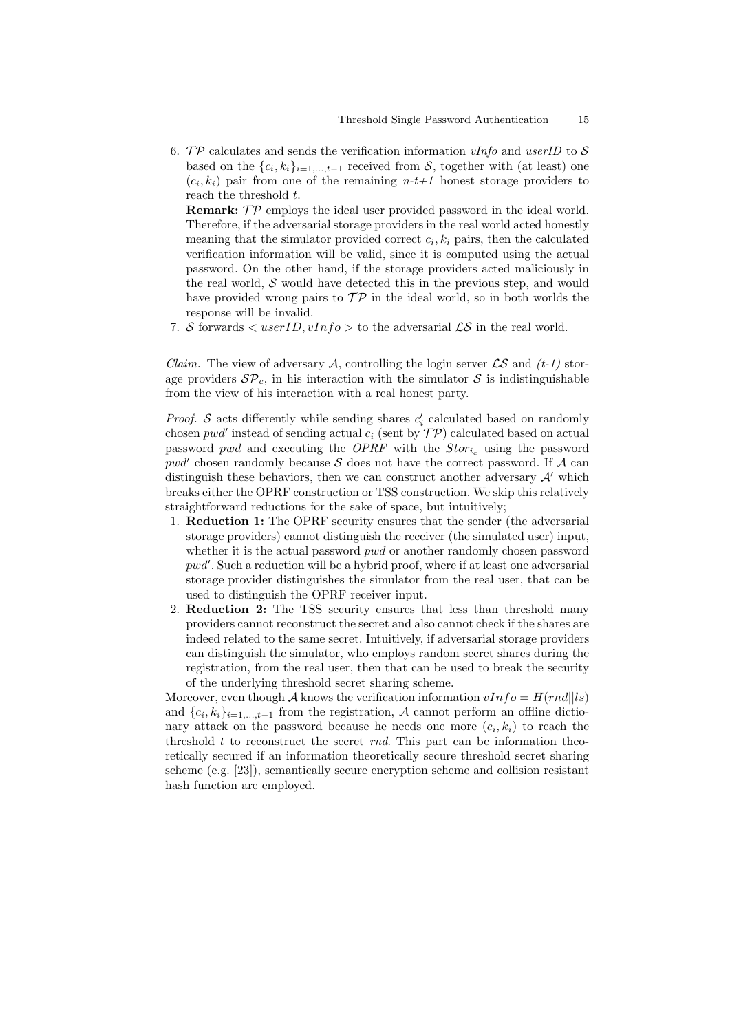6. $\mathcal{TP}$ calculates and sends the verification information *vInfo* and *userID* to $\mathcal{S}$ based on the $\{c_i, k_i\}_{i=1,\ldots,t-1}$ received from $\mathcal{S}$, together with (at least) one $(c_i, k_i)$ pair from one of the remaining *n-t+1* honest storage providers to reach the threshold $t$.

   **Remark:** $\mathcal{TP}$ employs the ideal user provided password in the ideal world. Therefore, if the adversarial storage providers in the real world acted honestly meaning that the simulator provided correct $c_i, k_i$ pairs, then the calculated verification information will be valid, since it is computed using the actual password. On the other hand, if the storage providers acted maliciously in the real world, $\mathcal{S}$ would have detected this in the previous step, and would have provided wrong pairs to $\mathcal{TP}$ in the ideal world, so in both worlds the response will be invalid.
7. $\mathcal{S}$ forwards $< userID, vInfo >$ to the adversarial $\mathcal{LS}$ in the real world.

*Claim.* The view of adversary $\mathcal{A}$, controlling the login server $\mathcal{LS}$ and *(t-1)* storage providers $\mathcal{SP}_c$, in his interaction with the simulator $\mathcal{S}$ is indistinguishable from the view of his interaction with a real honest party.

*Proof.* $\mathcal{S}$ acts differently while sending shares $c'_i$ calculated based on randomly chosen $pwd'$ instead of sending actual $c_i$ (sent by $\mathcal{TP}$) calculated based on actual password $pwd$ and executing the *OPRF* with the $Stor_{i_c}$ using the password $pwd'$ chosen randomly because $\mathcal{S}$ does not have the correct password. If $\mathcal{A}$ can distinguish these behaviors, then we can construct another adversary $\mathcal{A}'$ which breaks either the OPRF construction or TSS construction. We skip this relatively straightforward reductions for the sake of space, but intuitively;

1. **Reduction 1:** The OPRF security ensures that the sender (the adversarial storage providers) cannot distinguish the receiver (the simulated user) input, whether it is the actual password $pwd$ or another randomly chosen password $pwd'$. Such a reduction will be a hybrid proof, where if at least one adversarial storage provider distinguishes the simulator from the real user, that can be used to distinguish the OPRF receiver input.
2. **Reduction 2:** The TSS security ensures that less than threshold many providers cannot reconstruct the secret and also cannot check if the shares are indeed related to the same secret. Intuitively, if adversarial storage providers can distinguish the simulator, who employs random secret shares during the registration, from the real user, then that can be used to break the security of the underlying threshold secret sharing scheme.

Moreover, even though $\mathcal{A}$ knows the verification information $vInfo = H(rnd||ls)$ and $\{c_i, k_i\}_{i=1,\ldots,t-1}$ from the registration, $\mathcal{A}$ cannot perform an offline dictionary attack on the password because he needs one more $(c_i, k_i)$ to reach the threshold $t$ to reconstruct the secret *rnd*. This part can be information theoretically secured if an information theoretically secure threshold secret sharing scheme (e.g. [23]), semantically secure encryption scheme and collision resistant hash function are employed.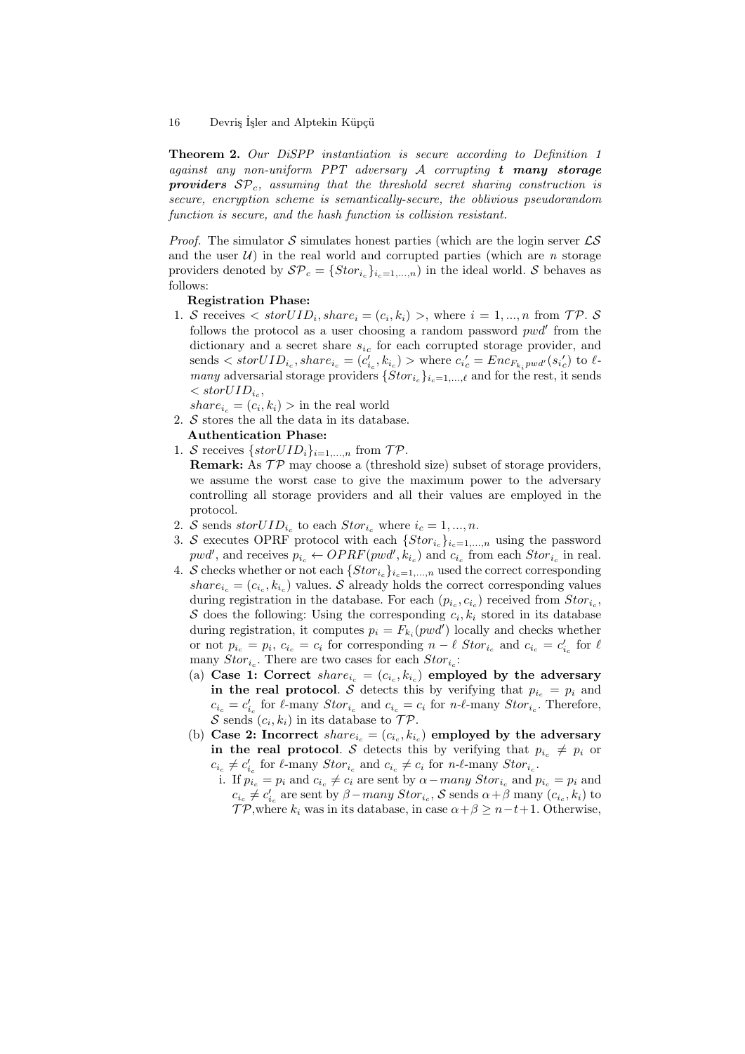**Theorem 2.** *Our DiSPP instantiation is secure according to Definition 1 against any non-uniform PPT adversary $\mathcal{A}$ corrupting **t many storage providers** $\mathcal{SP}_c$, assuming that the threshold secret sharing construction is secure, encryption scheme is semantically-secure, the oblivious pseudorandom function is secure, and the hash function is collision resistant.*

*Proof.* The simulator $\mathcal{S}$ simulates honest parties (which are the login server $\mathcal{LS}$ and the user $\mathcal{U}$) in the real world and corrupted parties (which are $n$ storage providers denoted by $\mathcal{SP}_c = \{Stor_{i_c}\}_{i_c=1,...,n}$) in the ideal world. $\mathcal{S}$ behaves as follows:

**Registration Phase:**

1. $\mathcal{S}$ receives $< storUID_i, share_i = (c_i, k_i) >$, where $i = 1, ..., n$ from $\mathcal{TP}$. $\mathcal{S}$ follows the protocol as a user choosing a random password $pwd'$ from the dictionary and a secret share $s_{i_c}$ for each corrupted storage provider, and sends $< storUID_{i_c}, share_{i_c} = (c'_{i_c}, k_{i_c}) >$ where $c'_{i_c} = Enc_{F_{k_i}pwd'}(s'_{i_c})$ to $\ell$-*many* adversarial storage providers $\{Stor_{i_c}\}_{i_c=1,...,\ell}$ and for the rest, it sends $< storUID_{i_c}$, $share_{i_c} = (c_i, k_i) >$ in the real world
2. $\mathcal{S}$ stores the all the data in its database.

**Authentication Phase:**

1. $\mathcal{S}$ receives $\{storUID_i\}_{i=1,...,n}$ from $\mathcal{TP}$.
   **Remark:** As $\mathcal{TP}$ may choose a (threshold size) subset of storage providers, we assume the worst case to give the maximum power to the adversary controlling all storage providers and all their values are employed in the protocol.
2. $\mathcal{S}$ sends $storUID_{i_c}$ to each $Stor_{i_c}$ where $i_c = 1, ..., n$.
3. $\mathcal{S}$ executes OPRF protocol with each $\{Stor_{i_c}\}_{i_c=1,...,n}$ using the password $pwd'$, and receives $p_{i_c} \leftarrow OPRF(pwd', k_{i_c})$ and $c_{i_c}$ from each $Stor_{i_c}$ in real.
4. $\mathcal{S}$ checks whether or not each $\{Stor_{i_c}\}_{i_c=1,...,n}$ used the correct corresponding $share_{i_c} = (c_{i_c}, k_{i_c})$ values. $\mathcal{S}$ already holds the correct corresponding values during registration in the database. For each $(p_{i_c}, c_{i_c})$ received from $Stor_{i_c}$, $\mathcal{S}$ does the following: Using the corresponding $c_i, k_i$ stored in its database during registration, it computes $p_i = F_{k_i}(pwd')$ locally and checks whether or not $p_{i_c} = p_i$, $c_{i_c} = c_i$ for corresponding $n - \ell$ $Stor_{i_c}$ and $c_{i_c} = c'_{i_c}$ for $\ell$ many $Stor_{i_c}$. There are two cases for each $Stor_{i_c}$:
   (a) **Case 1: Correct $share_{i_c} = (c_{i_c}, k_{i_c})$ employed by the adversary in the real protocol**. $\mathcal{S}$ detects this by verifying that $p_{i_c} = p_i$ and $c_{i_c} = c'_{i_c}$ for $\ell$-many $Stor_{i_c}$ and $c_{i_c} = c_i$ for $n$-$\ell$-many $Stor_{i_c}$. Therefore, $\mathcal{S}$ sends $(c_i, k_i)$ in its database to $\mathcal{TP}$.
   (b) **Case 2: Incorrect $share_{i_c} = (c_{i_c}, k_{i_c})$ employed by the adversary in the real protocol**. $\mathcal{S}$ detects this by verifying that $p_{i_c} \neq p_i$ or $c_{i_c} \neq c'_{i_c}$ for $\ell$-many $Stor_{i_c}$ and $c_{i_c} \neq c_i$ for $n$-$\ell$-many $Stor_{i_c}$.
      i. If $p_{i_c} = p_i$ and $c_{i_c} \neq c_i$ are sent by $\alpha - many$ $Stor_{i_c}$ and $p_{i_c} = p_i$ and $c_{i_c} \neq c'_{i_c}$ are sent by $\beta - many$ $Stor_{i_c}$, $\mathcal{S}$ sends $\alpha + \beta$ many $(c_{i_c}, k_i)$ to $\mathcal{TP}$, where $k_i$ was in its database, in case $\alpha + \beta \geq n - t + 1$. Otherwise,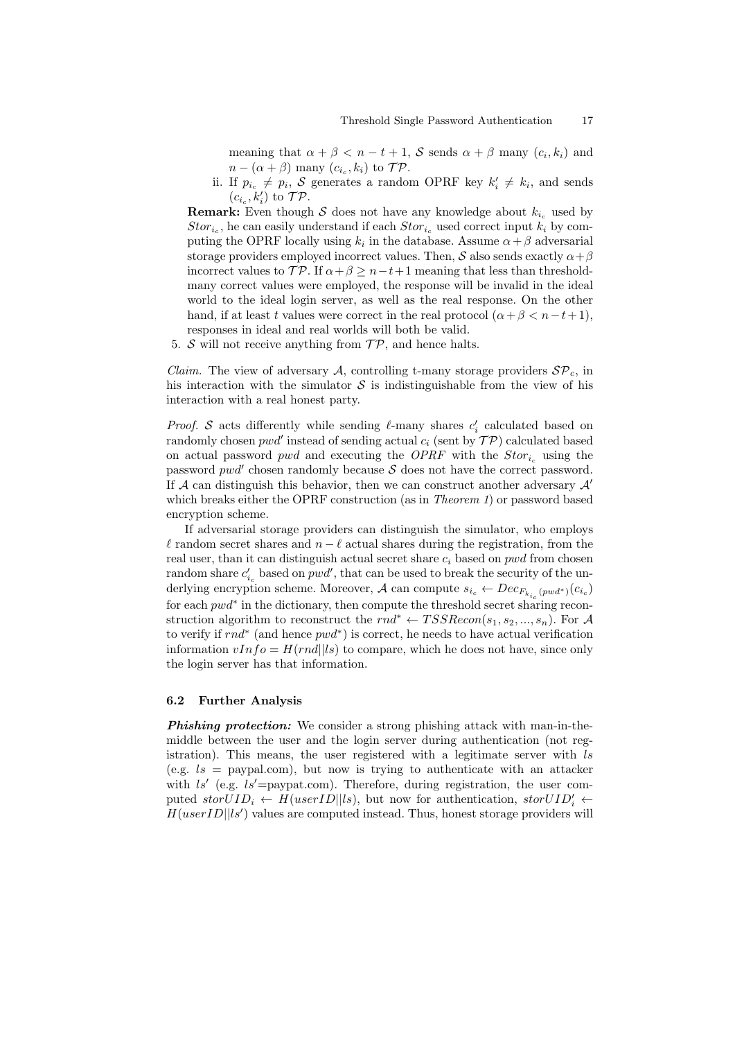meaning that $\alpha + \beta < n - t + 1$, $\mathcal{S}$ sends $\alpha + \beta$ many $(c_i, k_i)$ and $n - (\alpha + \beta)$ many $(c_{i_c}, k_i)$ to $\mathcal{TP}$.

ii. If $p_{i_c} \neq p_i$, $\mathcal{S}$ generates a random OPRF key $k'_i \neq k_i$, and sends $(c_{i_c}, k'_i)$ to $\mathcal{TP}$.

**Remark:** Even though $\mathcal{S}$ does not have any knowledge about $k_{i_c}$ used by $Stor_{i_c}$, he can easily understand if each $Stor_{i_c}$ used correct input $k_i$ by computing the OPRF locally using $k_i$ in the database. Assume $\alpha+\beta$ adversarial storage providers employed incorrect values. Then, $\mathcal{S}$ also sends exactly $\alpha+\beta$ incorrect values to $\mathcal{TP}$. If $\alpha+\beta \geq n-t+1$ meaning that less than threshold-many correct values were employed, the response will be invalid in the ideal world to the ideal login server, as well as the real response. On the other hand, if at least $t$ values were correct in the real protocol $(\alpha+\beta < n-t+1)$, responses in ideal and real worlds will both be valid.

5. $\mathcal{S}$ will not receive anything from $\mathcal{TP}$, and hence halts.

*Claim.* The view of adversary $\mathcal{A}$, controlling t-many storage providers $\mathcal{SP}_c$, in his interaction with the simulator $\mathcal{S}$ is indistinguishable from the view of his interaction with a real honest party.

*Proof.* $\mathcal{S}$ acts differently while sending $\ell$-many shares $c'_i$ calculated based on randomly chosen $pwd'$ instead of sending actual $c_i$ (sent by $\mathcal{TP}$) calculated based on actual password $pwd$ and executing the *OPRF* with the $Stor_{i_c}$ using the password $pwd'$ chosen randomly because $\mathcal{S}$ does not have the correct password. If $\mathcal{A}$ can distinguish this behavior, then we can construct another adversary $\mathcal{A}'$ which breaks either the OPRF construction (as in *Theorem 1*) or password based encryption scheme.

If adversarial storage providers can distinguish the simulator, who employs $\ell$ random secret shares and $n - \ell$ actual shares during the registration, from the real user, than it can distinguish actual secret share $c_i$ based on $pwd$ from chosen random share $c'_{i_c}$ based on $pwd'$, that can be used to break the security of the underlying encryption scheme. Moreover, $\mathcal{A}$ can compute $s_{i_c} \leftarrow Dec_{F_{k_{i_c}}(pwd^*)}(c_{i_c})$ for each $pwd^*$ in the dictionary, then compute the threshold secret sharing reconstruction algorithm to reconstruct the $rnd^* \leftarrow TSSRecon(s_1, s_2, ..., s_n)$. For $\mathcal{A}$ to verify if $rnd^*$ (and hence $pwd^*$) is correct, he needs to have actual verification information $vInfo = H(rnd||ls)$ to compare, which he does not have, since only the login server has that information.

### 6.2 Further Analysis

***Phishing protection:*** We consider a strong phishing attack with man-in-the-middle between the user and the login server during authentication (not registration). This means, the user registered with a legitimate server with $ls$ (e.g. $ls$ = paypal.com), but now is trying to authenticate with an attacker with $ls'$ (e.g. $ls'$=paypat.com). Therefore, during registration, the user computed $storUID_i \leftarrow H(userID||ls)$, but now for authentication, $storUID'_i \leftarrow H(userID||ls')$ values are computed instead. Thus, honest storage providers will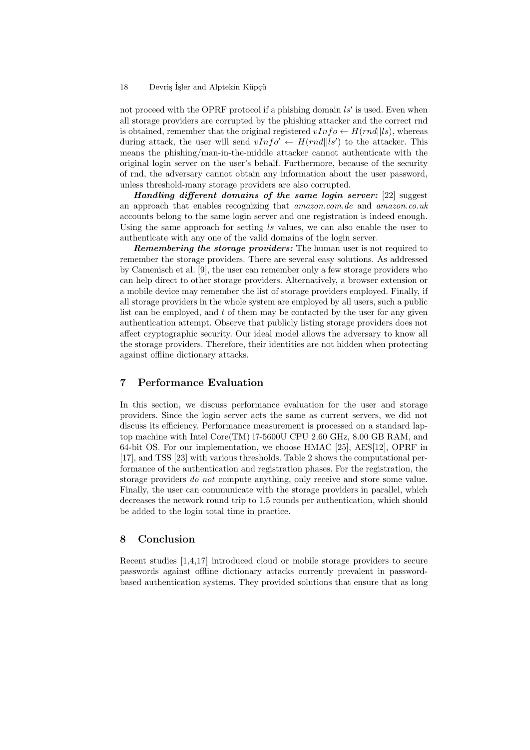not proceed with the OPRF protocol if a phishing domain $ls'$ is used. Even when all storage providers are corrupted by the phishing attacker and the correct rnd is obtained, remember that the original registered $vInfo \leftarrow H(rnd||ls)$, whereas during attack, the user will send $vInfo' \leftarrow H(rnd||ls')$ to the attacker. This means the phishing/man-in-the-middle attacker cannot authenticate with the original login server on the user's behalf. Furthermore, because of the security of rnd, the adversary cannot obtain any information about the user password, unless threshold-many storage providers are also corrupted.

***Handling different domains of the same login server:*** [22] suggest an approach that enables recognizing that *amazon.com.de* and *amazon.co.uk* accounts belong to the same login server and one registration is indeed enough. Using the same approach for setting $ls$ values, we can also enable the user to authenticate with any one of the valid domains of the login server.

***Remembering the storage providers:*** The human user is not required to remember the storage providers. There are several easy solutions. As addressed by Camenisch et al. [9], the user can remember only a few storage providers who can help direct to other storage providers. Alternatively, a browser extension or a mobile device may remember the list of storage providers employed. Finally, if all storage providers in the whole system are employed by all users, such a public list can be employed, and $t$ of them may be contacted by the user for any given authentication attempt. Observe that publicly listing storage providers does not affect cryptographic security. Our ideal model allows the adversary to know all the storage providers. Therefore, their identities are not hidden when protecting against offline dictionary attacks.

## 7 Performance Evaluation

In this section, we discuss performance evaluation for the user and storage providers. Since the login server acts the same as current servers, we did not discuss its efficiency. Performance measurement is processed on a standard laptop machine with Intel Core(TM) i7-5600U CPU 2.60 GHz, 8.00 GB RAM, and 64-bit OS. For our implementation, we choose HMAC [25], AES[12], OPRF in [17], and TSS [23] with various thresholds. Table 2 shows the computational performance of the authentication and registration phases. For the registration, the storage providers *do not* compute anything, only receive and store some value. Finally, the user can communicate with the storage providers in parallel, which decreases the network round trip to 1.5 rounds per authentication, which should be added to the login total time in practice.

## 8 Conclusion

Recent studies [1,4,17] introduced cloud or mobile storage providers to secure passwords against offline dictionary attacks currently prevalent in password-based authentication systems. They provided solutions that ensure that as long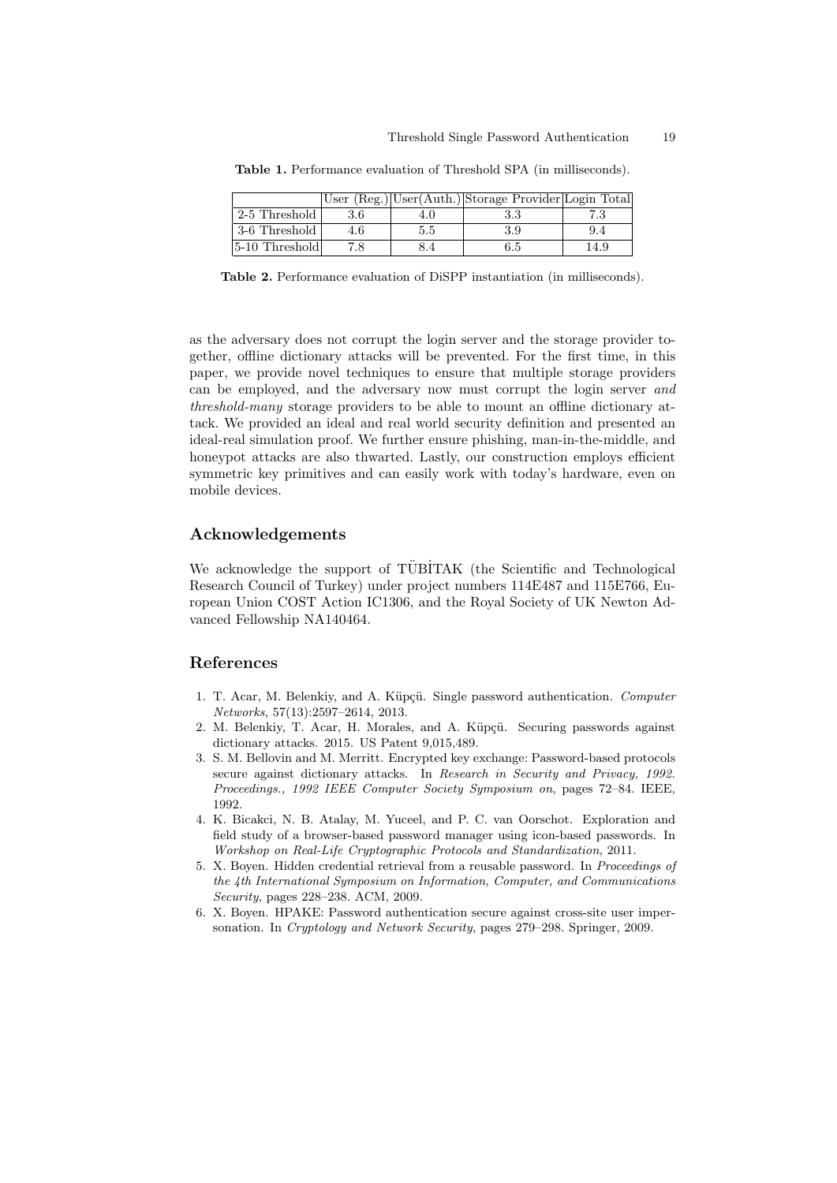**Table 1.** Performance evaluation of Threshold SPA (in milliseconds).

| | User (Reg.) | User(Auth.) | Storage Provider | Login Total |
|---|---|---|---|---|
| 2-5 Threshold | 3.6 | 4.0 | 3.3 | 7.3 |
| 3-6 Threshold | 4.6 | 5.5 | 3.9 | 9.4 |
| 5-10 Threshold | 7.8 | 8.4 | 6.5 | 14.9 |

**Table 2.** Performance evaluation of DiSPP instantiation (in milliseconds).

as the adversary does not corrupt the login server and the storage provider together, offline dictionary attacks will be prevented. For the first time, in this paper, we provide novel techniques to ensure that multiple storage providers can be employed, and the adversary now must corrupt the login server *and threshold-many* storage providers to be able to mount an offline dictionary attack. We provided an ideal and real world security definition and presented an ideal-real simulation proof. We further ensure phishing, man-in-the-middle, and honeypot attacks are also thwarted. Lastly, our construction employs efficient symmetric key primitives and can easily work with today's hardware, even on mobile devices.

## Acknowledgements

We acknowledge the support of TÜBİTAK (the Scientific and Technological Research Council of Turkey) under project numbers 114E487 and 115E766, European Union COST Action IC1306, and the Royal Society of UK Newton Advanced Fellowship NA140464.

## References

1. T. Acar, M. Belenkiy, and A. Küpçü. Single password authentication. *Computer Networks*, 57(13):2597–2614, 2013.
2. M. Belenkiy, T. Acar, H. Morales, and A. Küpçü. Securing passwords against dictionary attacks. 2015. US Patent 9,015,489.
3. S. M. Bellovin and M. Merritt. Encrypted key exchange: Password-based protocols secure against dictionary attacks. In *Research in Security and Privacy, 1992. Proceedings., 1992 IEEE Computer Society Symposium on*, pages 72–84. IEEE, 1992.
4. K. Bicakci, N. B. Atalay, M. Yuceel, and P. C. van Oorschot. Exploration and field study of a browser-based password manager using icon-based passwords. In *Workshop on Real-Life Cryptographic Protocols and Standardization*, 2011.
5. X. Boyen. Hidden credential retrieval from a reusable password. In *Proceedings of the 4th International Symposium on Information, Computer, and Communications Security*, pages 228–238. ACM, 2009.
6. X. Boyen. HPAKE: Password authentication secure against cross-site user impersonation. In *Cryptology and Network Security*, pages 279–298. Springer, 2009.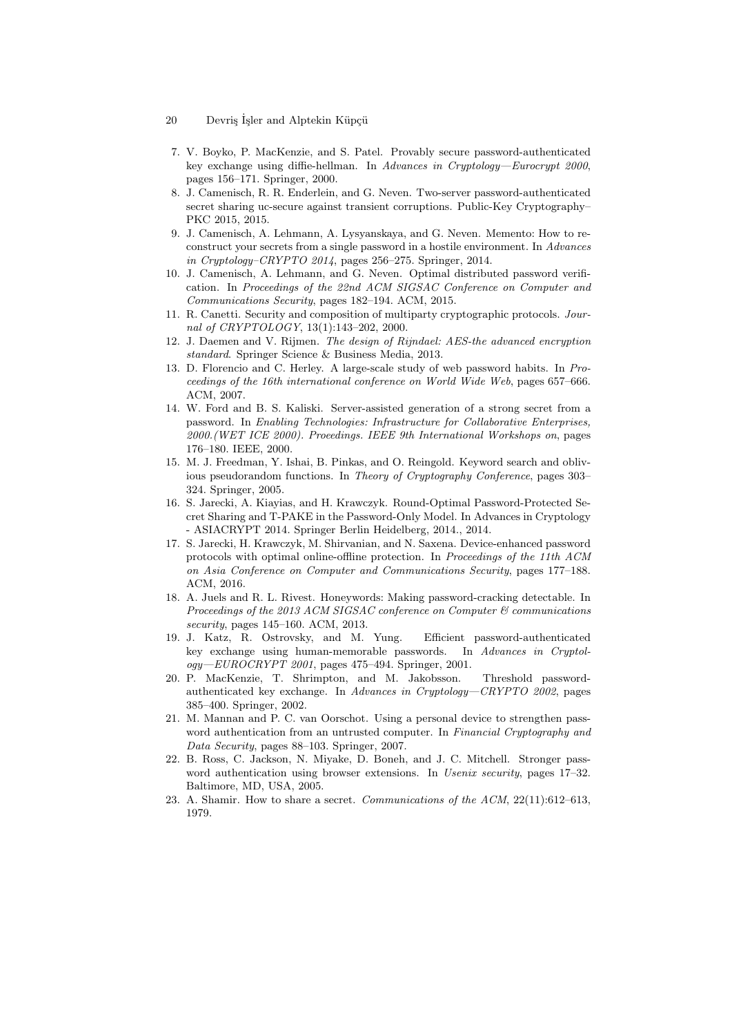7. V. Boyko, P. MacKenzie, and S. Patel. Provably secure password-authenticated key exchange using diffie-hellman. In *Advances in Cryptology—Eurocrypt 2000*, pages 156–171. Springer, 2000.
8. J. Camenisch, R. R. Enderlein, and G. Neven. Two-server password-authenticated secret sharing uc-secure against transient corruptions. Public-Key Cryptography–PKC 2015, 2015.
9. J. Camenisch, A. Lehmann, A. Lysyanskaya, and G. Neven. Memento: How to reconstruct your secrets from a single password in a hostile environment. In *Advances in Cryptology–CRYPTO 2014*, pages 256–275. Springer, 2014.
10. J. Camenisch, A. Lehmann, and G. Neven. Optimal distributed password verification. In *Proceedings of the 22nd ACM SIGSAC Conference on Computer and Communications Security*, pages 182–194. ACM, 2015.
11. R. Canetti. Security and composition of multiparty cryptographic protocols. *Journal of CRYPTOLOGY*, 13(1):143–202, 2000.
12. J. Daemen and V. Rijmen. *The design of Rijndael: AES-the advanced encryption standard*. Springer Science & Business Media, 2013.
13. D. Florencio and C. Herley. A large-scale study of web password habits. In *Proceedings of the 16th international conference on World Wide Web*, pages 657–666. ACM, 2007.
14. W. Ford and B. S. Kaliski. Server-assisted generation of a strong secret from a password. In *Enabling Technologies: Infrastructure for Collaborative Enterprises, 2000.(WET ICE 2000). Proeedings. IEEE 9th International Workshops on*, pages 176–180. IEEE, 2000.
15. M. J. Freedman, Y. Ishai, B. Pinkas, and O. Reingold. Keyword search and oblivious pseudorandom functions. In *Theory of Cryptography Conference*, pages 303–324. Springer, 2005.
16. S. Jarecki, A. Kiayias, and H. Krawczyk. Round-Optimal Password-Protected Secret Sharing and T-PAKE in the Password-Only Model. In Advances in Cryptology - ASIACRYPT 2014. Springer Berlin Heidelberg, 2014., 2014.
17. S. Jarecki, H. Krawczyk, M. Shirvanian, and N. Saxena. Device-enhanced password protocols with optimal online-offline protection. In *Proceedings of the 11th ACM on Asia Conference on Computer and Communications Security*, pages 177–188. ACM, 2016.
18. A. Juels and R. L. Rivest. Honeywords: Making password-cracking detectable. In *Proceedings of the 2013 ACM SIGSAC conference on Computer & communications security*, pages 145–160. ACM, 2013.
19. J. Katz, R. Ostrovsky, and M. Yung. Efficient password-authenticated key exchange using human-memorable passwords. In *Advances in Cryptology—EUROCRYPT 2001*, pages 475–494. Springer, 2001.
20. P. MacKenzie, T. Shrimpton, and M. Jakobsson. Threshold password-authenticated key exchange. In *Advances in Cryptology—CRYPTO 2002*, pages 385–400. Springer, 2002.
21. M. Mannan and P. C. van Oorschot. Using a personal device to strengthen password authentication from an untrusted computer. In *Financial Cryptography and Data Security*, pages 88–103. Springer, 2007.
22. B. Ross, C. Jackson, N. Miyake, D. Boneh, and J. C. Mitchell. Stronger password authentication using browser extensions. In *Usenix security*, pages 17–32. Baltimore, MD, USA, 2005.
23. A. Shamir. How to share a secret. *Communications of the ACM*, 22(11):612–613, 1979.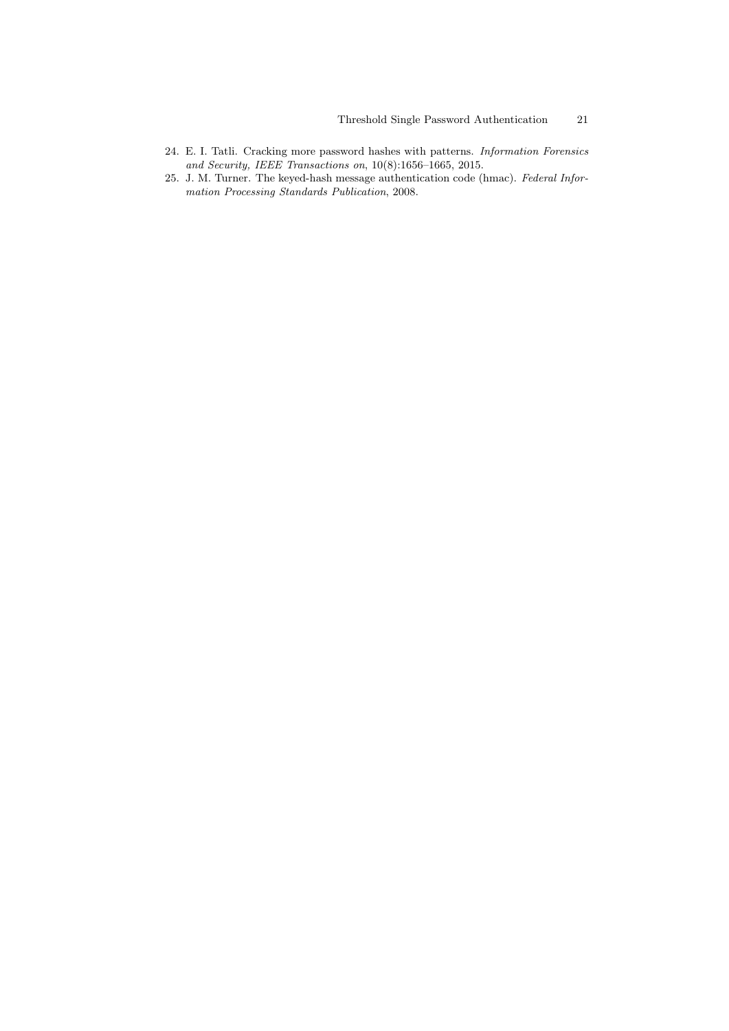24. E. I. Tatli. Cracking more password hashes with patterns. *Information Forensics and Security, IEEE Transactions on*, 10(8):1656–1665, 2015.
25. J. M. Turner. The keyed-hash message authentication code (hmac). *Federal Information Processing Standards Publication*, 2008.